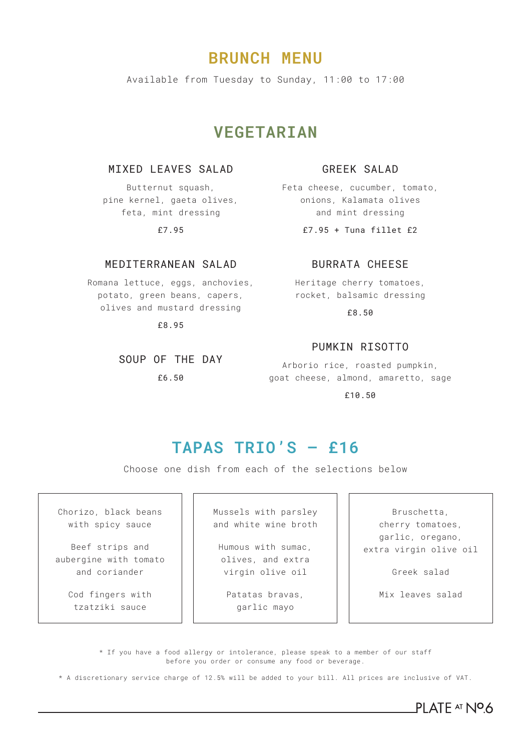# BRUNCH MENU

Available from Tuesday to Sunday, 11:00 to 17:00

## VEGETARIAN

### MIXED LEAVES SALAD

Butternut squash,
pine kernel, gaeta olives,
feta, mint dressing

£7.95

### GREEK SALAD

Feta cheese, cucumber, tomato,
onions, Kalamata olives
and mint dressing

£7.95 + Tuna fillet £2

### MEDITERRANEAN SALAD

Romana lettuce, eggs, anchovies,
potato, green beans, capers,
olives and mustard dressing

£8.95

### BURRATA CHEESE

Heritage cherry tomatoes,
rocket, balsamic dressing

£8.50

### SOUP OF THE DAY

£6.50

### PUMKIN RISOTTO

Arborio rice, roasted pumpkin,
goat cheese, almond, amaretto, sage

£10.50

## TAPAS TRIO'S – £16

Choose one dish from each of the selections below

| Selection 1 | Selection 2 | Selection 3 |
|---|---|---|
| Chorizo, black beans with spicy sauce | Mussels with parsley and white wine broth | Bruschetta, cherry tomatoes, garlic, oregano, extra virgin olive oil |
| Beef strips and aubergine with tomato and coriander | Humous with sumac, olives, and extra virgin olive oil | Greek salad |
| Cod fingers with tzatziki sauce | Patatas bravas, garlic mayo | Mix leaves salad |

* If you have a food allergy or intolerance, please speak to a member of our staff before you order or consume any food or beverage.

* A discretionary service charge of 12.5% will be added to your bill. All prices are inclusive of VAT.

PLATE AT Nº6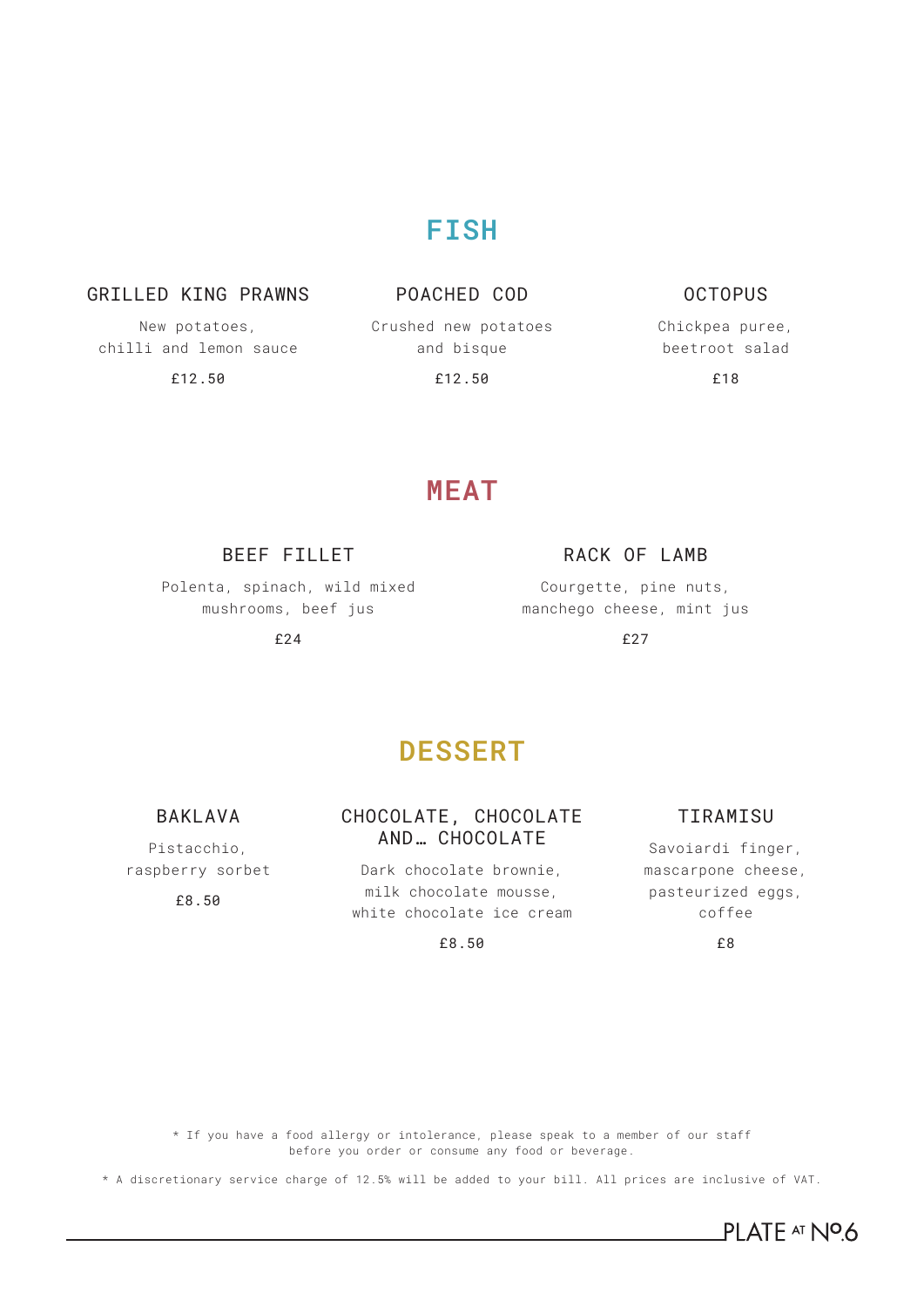## FISH

### GRILLED KING PRAWNS

New potatoes,
chilli and lemon sauce

£12.50

### POACHED COD

Crushed new potatoes
and bisque

£12.50

### OCTOPUS

Chickpea puree,
beetroot salad

£18

## MEAT

### BEEF FILLET

Polenta, spinach, wild mixed
mushrooms, beef jus

£24

### RACK OF LAMB

Courgette, pine nuts,
manchego cheese, mint jus

£27

## DESSERT

### BAKLAVA

Pistacchio,
raspberry sorbet

£8.50

### CHOCOLATE, CHOCOLATE AND… CHOCOLATE

Dark chocolate brownie,
milk chocolate mousse,
white chocolate ice cream

£8.50

### TIRAMISU

Savoiardi finger,
mascarpone cheese,
pasteurized eggs,
coffee

£8

* If you have a food allergy or intolerance, please speak to a member of our staff before you order or consume any food or beverage.

* A discretionary service charge of 12.5% will be added to your bill. All prices are inclusive of VAT.

PLATE AT Nº6